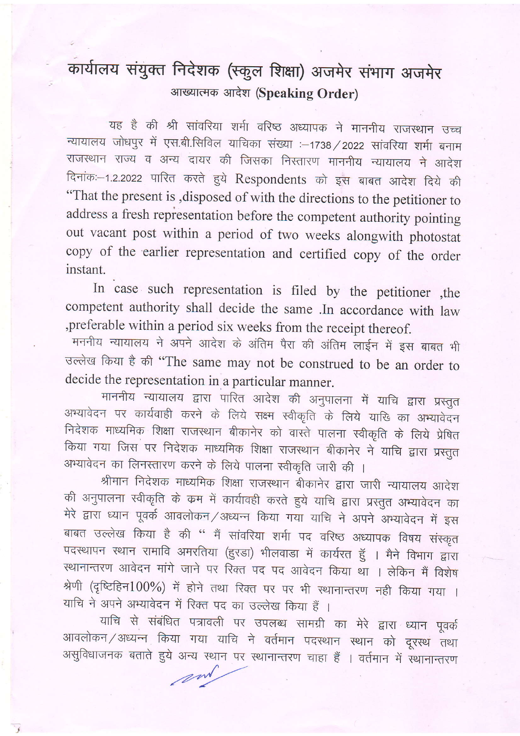# कार्यालय संयुक्त निदेशक (स्कुल शिक्षा) अजमेर संभाग अजमेर

## आख्यात्मक आदेश (Speaking Order)

यह है की श्री सांवरिया शर्मा वरिष्ठ अध्यापक ने माननीय राजस्थान उच्च न्यायालय जोधपुर में एस.बी.सिविल याचिका संख्या :–1738/2022 सांवरिया शर्मा बनाम राजस्थान राज्य व अन्य दायर की जिसका निस्तारण माननीय न्यायालय ने आदेश दिनांकः–1.2.2022 पारित करते हुये Respondents को इस बाबत आदेश दिये की "That the present is ,disposed of with the directions to the petitioner to address a fresh representation before the competent authority pointing out vacant post within a period of two weeks alongwith photostat copy of the earlier representation and certified copy of the order instant.

In case such representation is filed by the petitioner ,the competent authority shall decide the same .In accordance with law ,preferable within a period six weeks from the receipt thereof.

मननीय न्यायालय ने अपने आदेश के अंतिम पैरा की अंतिम लाईन में इस बाबत भी उल्लेख किया है की "The same may not be construed to be an order to decide the representation in a particular manner.

माननीय न्यायालय द्वारा पारित आदेश की अनुपालना में याचि द्वारा प्रस्तुत अभ्यावेदन पर कार्यवाही करने के लिये सक्षम स्वीकृति के लिये याचि का अभ्यावेदन निदेशक माध्यमिक शिक्षा राजस्थान बीकानेर को वास्ते पालना स्वीकृति के लिये प्रेषित किया गया जिस पर निदेशक माध्यमिक शिक्षा राजस्थान बीकानेर ने याचि द्वारा प्रस्तुत अभ्यावेदन का लिनस्तारण करने के लिये पालना स्वीकृति जारी की ।

श्रीमान निदेशक माध्यमिक शिक्षा राजस्थान बीकानेर द्वारा जारी न्यायालय आदेश की अनुपालना स्वीकृति के क्रम में कार्यवाही करते हुये याचि द्वारा प्रस्तुत अभ्यावेदन का मेरे द्वारा ध्यान पूवर्क आवलोकन/अध्यन्न किया गया याचि ने अपने अभ्यावेदन में इस बाबत उल्लेख किया है की " मैं सांवरिया शर्मा पद वरिष्ठ अध्यापक विषय संस्कृत पदस्थापन स्थान रामावि अमरतिया (हुरडा) भीलवाडा में कार्यरत हुॅं । मैने विभाग द्वारा स्थानान्तरण आवेदन मांगे जाने पर रिक्त पद पद आवेदन किया था । लेकिन मैं विशेष श्रेणी (दृष्टिहिन100%) में होने तथा रिक्त पर पर भी स्थानान्तरण नही किया गया । याचि ने अपने अभ्यावेदन में रिक्त पद का उल्लेख किया हैं ।

याचि से संबंधित पत्रावली पर उपलब्ध सामग्री का मेरे द्वारा ध्यान पूवर्क आवलोकन/अध्यन्न किया गया याचि ने वर्तमान पदस्थान स्थान को दूरस्थ तथा असुविधाजनक बताते हुये अन्य स्थान पर स्थानान्तरण चाहा हैं । वर्तमान में स्थानान्तरण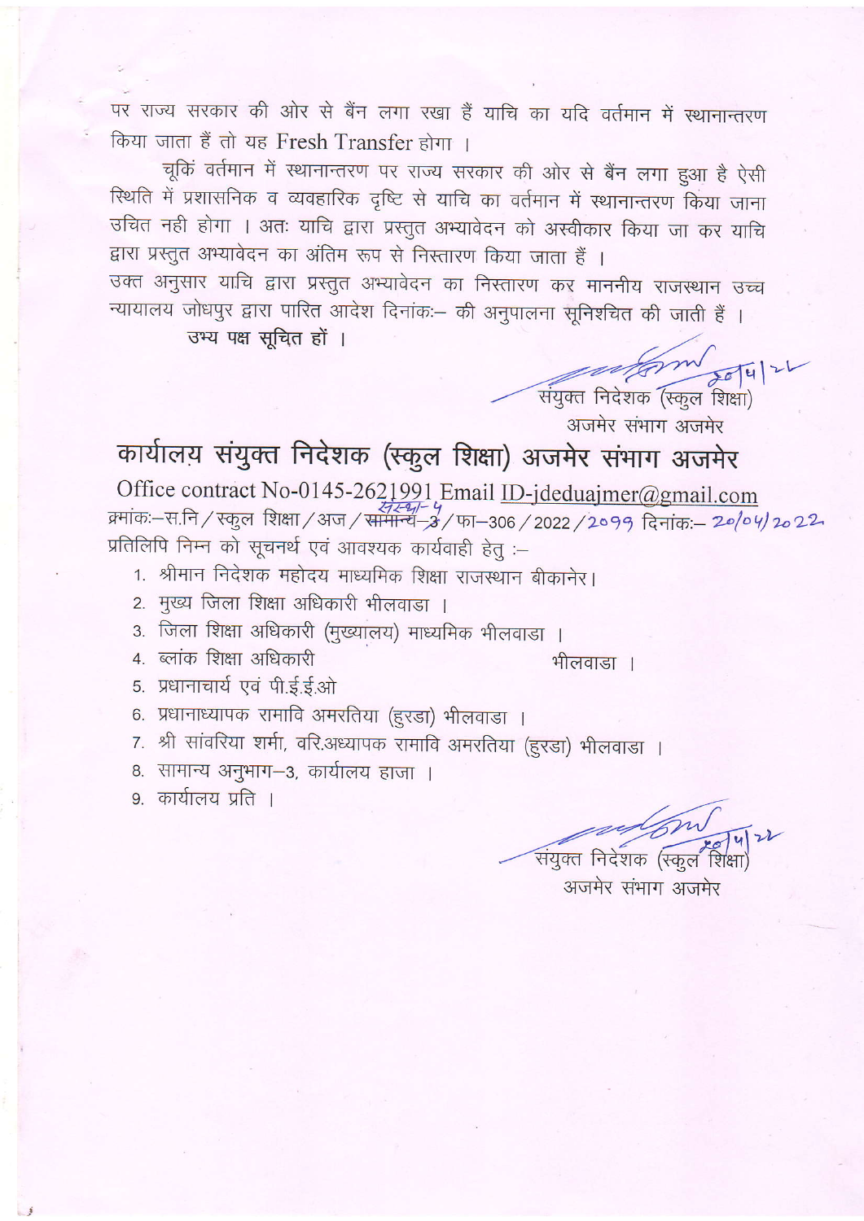पर राज्य सरकार की ओर से बैंन लगा रखा हैं याचि का यदि वर्तमान में स्थानान्तरण किया जाता हैं तो यह Fresh Transfer होगा ।

चूकिं वर्तमान में स्थानान्तरण पर राज्य सरकार की ओर से बैंन लगा हुआ है ऐसी स्थिति में प्रशासनिक व व्यवहारिक दृष्टि से याचि का वर्तमान में स्थानान्तरण किया जाना उचित नही होगा । अतः याचि द्वारा प्रस्तुत अभ्यावेदन को अस्वीकार किया जा कर याचि द्वारा प्रस्तुत अभ्यावेदन का अंतिम रूप से निस्तारण किया जाता हैं ।

उक्त अनुसार याचि द्वारा प्रस्तुत अभ्यावेदन का निस्तारण कर माननीय राजस्थान उच्च न्यायालय जोधपुर द्वारा पारित आदेश दिनांकः– की अनुपालना सूनिश्चित की जाती हैं ।

**उभ्य पक्ष सूचित हों ।**

20/4/22

संयुक्त निदेशक (स्कुल शिक्षा)
अजमेर संभाग अजमेर

# कार्यालय संयुक्त निदेशक (स्कुल शिक्षा) अजमेर संभाग अजमेर

Office contract No-0145-2621991 Email ID-jdeduajmer@gmail.com

क्रमांकः–स.नि / स्कुल शिक्षा / अज / ~~सामान्य–3~~ स्थापना-4 / फा–306 / 2022 / 2099 दिनांकः– 20/04/2022

प्रतिलिपि निम्न को सूचनर्थ एवं आवश्यक कार्यवाही हेतु :–

1. श्रीमान निदेशक महोदय माध्यमिक शिक्षा राजस्थान बीकानेर।
2. मुख्य जिला शिक्षा अधिकारी भीलवाडा ।
3. जिला शिक्षा अधिकारी (मुख्यालय) माध्यमिक भीलवाडा ।
4. ब्लांक शिक्षा अधिकारी भीलवाडा ।
5. प्रधानाचार्य एवं पी.ई.ई.ओ
6. प्रधानाध्यापक रामावि अमरतिया (हुरडा) भीलवाडा ।
7. श्री सांवरिया शर्मा, वरि.अध्यापक रामावि अमरतिया (हुरडा) भीलवाडा ।
8. सामान्य अनुभाग–3, कार्यालय हाजा ।
9. कार्यालय प्रति ।

20/4/22

संयुक्त निदेशक (स्कुल शिक्षा)
अजमेर संभाग अजमेर